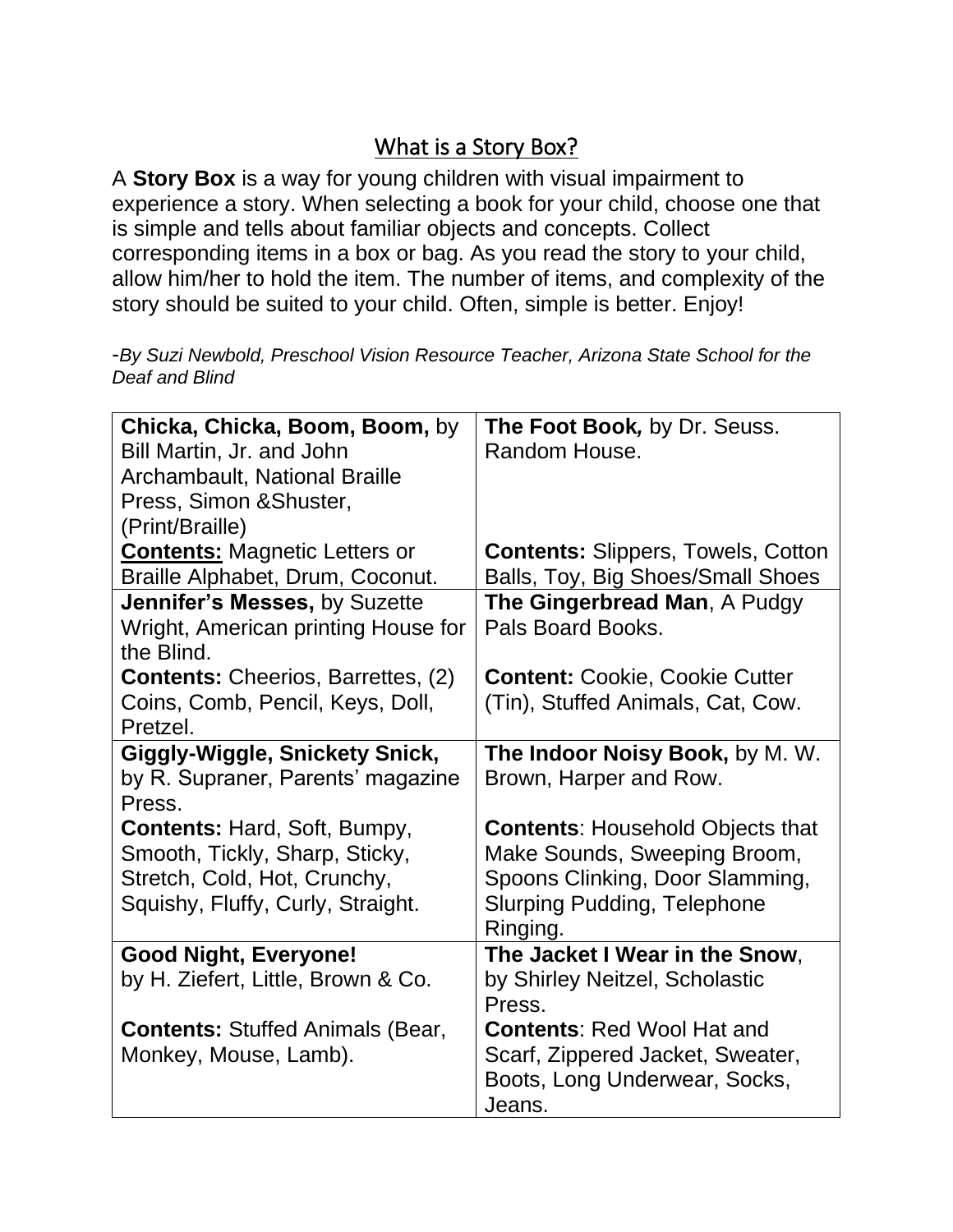# What is a Story Box?

A **Story Box** is a way for young children with visual impairment to experience a story. When selecting a book for your child, choose one that is simple and tells about familiar objects and concepts. Collect corresponding items in a box or bag. As you read the story to your child, allow him/her to hold the item. The number of items, and complexity of the story should be suited to your child. Often, simple is better. Enjoy!

*-By Suzi Newbold, Preschool Vision Resource Teacher, Arizona State School for the Deaf and Blind*

| | |
|---|---|
| **Chicka, Chicka, Boom, Boom,** by Bill Martin, Jr. and John Archambault, National Braille Press, Simon &Shuster, (Print/Braille)<br>**<u>Contents:</u>** Magnetic Letters or Braille Alphabet, Drum, Coconut. | **The Foot Book,** by Dr. Seuss. Random House.<br><br>**Contents:** Slippers, Towels, Cotton Balls, Toy, Big Shoes/Small Shoes |
| **Jennifer's Messes,** by Suzette Wright, American printing House for the Blind.<br>**Contents:** Cheerios, Barrettes, (2) Coins, Comb, Pencil, Keys, Doll, Pretzel. | **The Gingerbread Man**, A Pudgy Pals Board Books.<br><br>**Content:** Cookie, Cookie Cutter (Tin), Stuffed Animals, Cat, Cow. |
| **Giggly-Wiggle, Snickety Snick,** by R. Supraner, Parents' magazine Press.<br>**Contents:** Hard, Soft, Bumpy, Smooth, Tickly, Sharp, Sticky, Stretch, Cold, Hot, Crunchy, Squishy, Fluffy, Curly, Straight. | **The Indoor Noisy Book,** by M. W. Brown, Harper and Row.<br><br>**Contents**: Household Objects that Make Sounds, Sweeping Broom, Spoons Clinking, Door Slamming, Slurping Pudding, Telephone Ringing. |
| **Good Night, Everyone!** by H. Ziefert, Little, Brown & Co.<br><br>**Contents:** Stuffed Animals (Bear, Monkey, Mouse, Lamb). | **The Jacket I Wear in the Snow**, by Shirley Neitzel, Scholastic Press.<br>**Contents**: Red Wool Hat and Scarf, Zippered Jacket, Sweater, Boots, Long Underwear, Socks, Jeans. |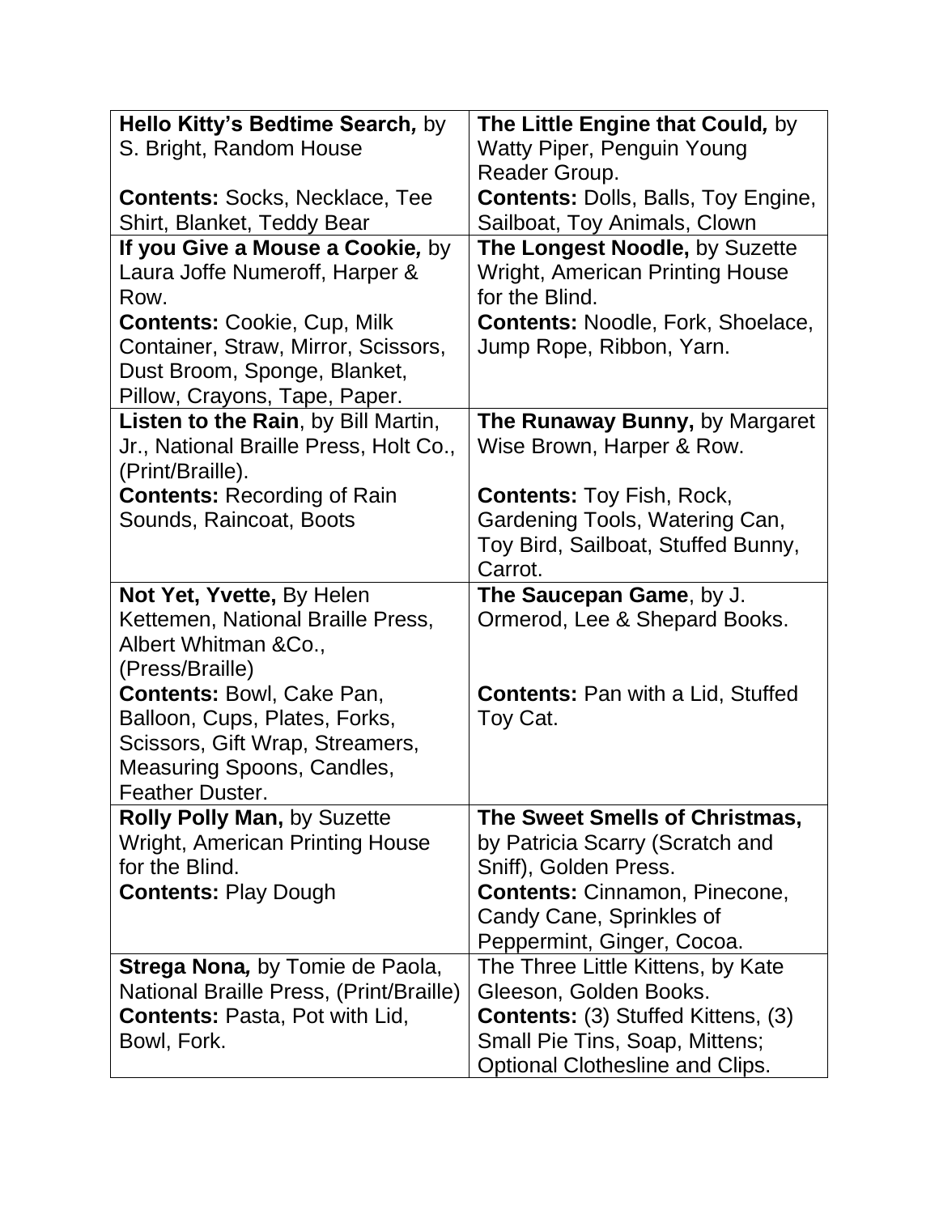| | |
|---|---|
| **Hello Kitty's Bedtime Search,** by S. Bright, Random House<br><br>**Contents:** Socks, Necklace, Tee Shirt, Blanket, Teddy Bear | **The Little Engine that Could,** by Watty Piper, Penguin Young Reader Group.<br>**Contents:** Dolls, Balls, Toy Engine, Sailboat, Toy Animals, Clown |
| **If you Give a Mouse a Cookie,** by Laura Joffe Numeroff, Harper & Row.<br>**Contents:** Cookie, Cup, Milk Container, Straw, Mirror, Scissors, Dust Broom, Sponge, Blanket, Pillow, Crayons, Tape, Paper. | **The Longest Noodle,** by Suzette Wright, American Printing House for the Blind.<br>**Contents:** Noodle, Fork, Shoelace, Jump Rope, Ribbon, Yarn. |
| **Listen to the Rain**, by Bill Martin, Jr., National Braille Press, Holt Co., (Print/Braille).<br>**Contents:** Recording of Rain Sounds, Raincoat, Boots | **The Runaway Bunny,** by Margaret Wise Brown, Harper & Row.<br><br>**Contents:** Toy Fish, Rock, Gardening Tools, Watering Can, Toy Bird, Sailboat, Stuffed Bunny, Carrot. |
| **Not Yet, Yvette,** By Helen Kettemen, National Braille Press, Albert Whitman &Co., (Press/Braille)<br>**Contents:** Bowl, Cake Pan, Balloon, Cups, Plates, Forks, Scissors, Gift Wrap, Streamers, Measuring Spoons, Candles, Feather Duster. | **The Saucepan Game**, by J. Ormerod, Lee & Shepard Books.<br><br>**Contents:** Pan with a Lid, Stuffed Toy Cat. |
| **Rolly Polly Man,** by Suzette Wright, American Printing House for the Blind.<br>**Contents:** Play Dough | **The Sweet Smells of Christmas,** by Patricia Scarry (Scratch and Sniff), Golden Press.<br>**Contents:** Cinnamon, Pinecone, Candy Cane, Sprinkles of Peppermint, Ginger, Cocoa. |
| **Strega Nona,** by Tomie de Paola, National Braille Press, (Print/Braille)<br>**Contents:** Pasta, Pot with Lid, Bowl, Fork. | The Three Little Kittens, by Kate Gleeson, Golden Books.<br>**Contents:** (3) Stuffed Kittens, (3) Small Pie Tins, Soap, Mittens; Optional Clothesline and Clips. |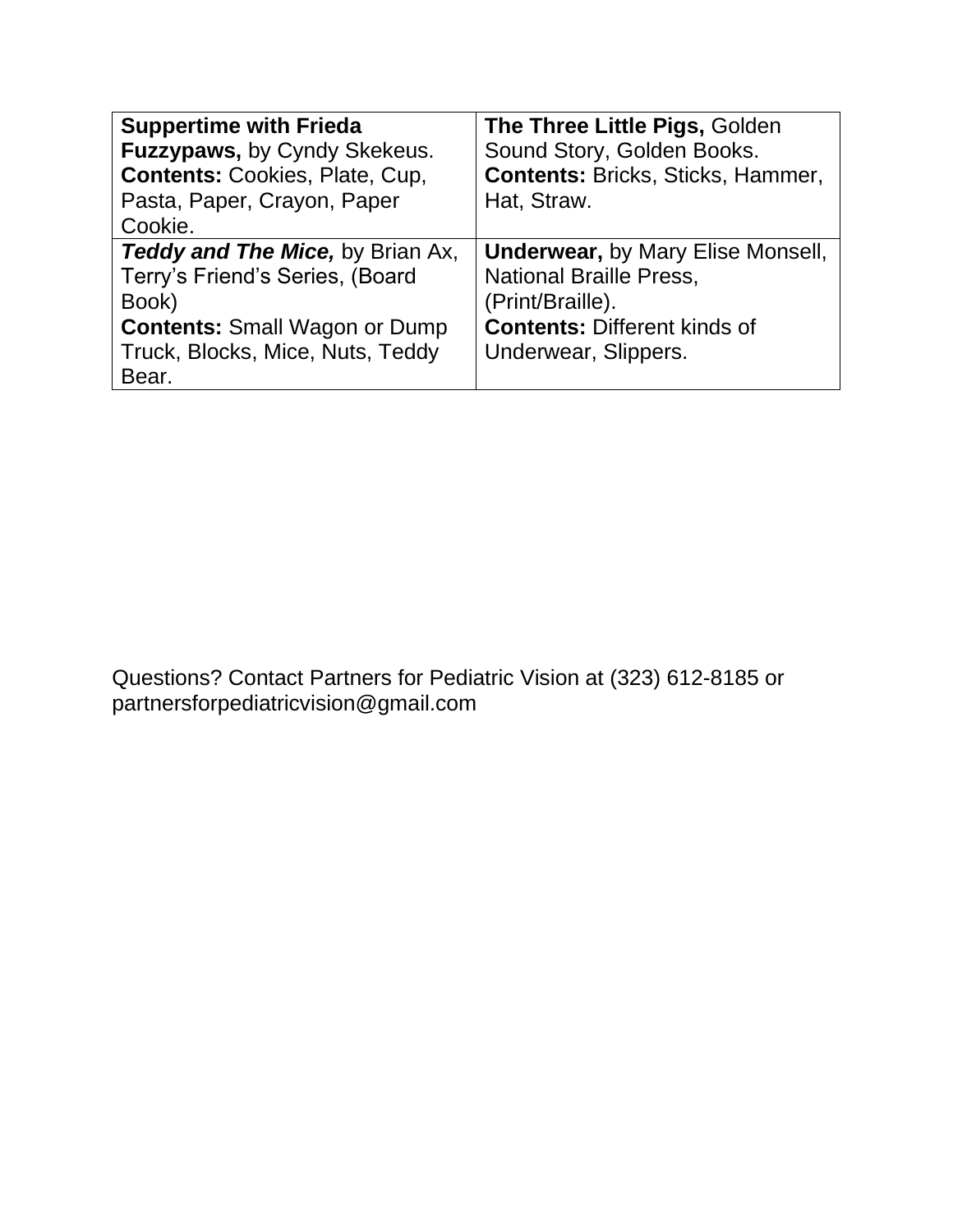| | |
|---|---|
| **Suppertime with Frieda Fuzzypaws,** by Cyndy Skekeus. **Contents:** Cookies, Plate, Cup, Pasta, Paper, Crayon, Paper Cookie. | **The Three Little Pigs,** Golden Sound Story, Golden Books. **Contents:** Bricks, Sticks, Hammer, Hat, Straw. |
| ***Teddy and The Mice,*** by Brian Ax, Terry's Friend's Series, (Board Book) **Contents:** Small Wagon or Dump Truck, Blocks, Mice, Nuts, Teddy Bear. | **Underwear,** by Mary Elise Monsell, National Braille Press, (Print/Braille). **Contents:** Different kinds of Underwear, Slippers. |

Questions? Contact Partners for Pediatric Vision at (323) 612-8185 or partnersforpediatricvision@gmail.com